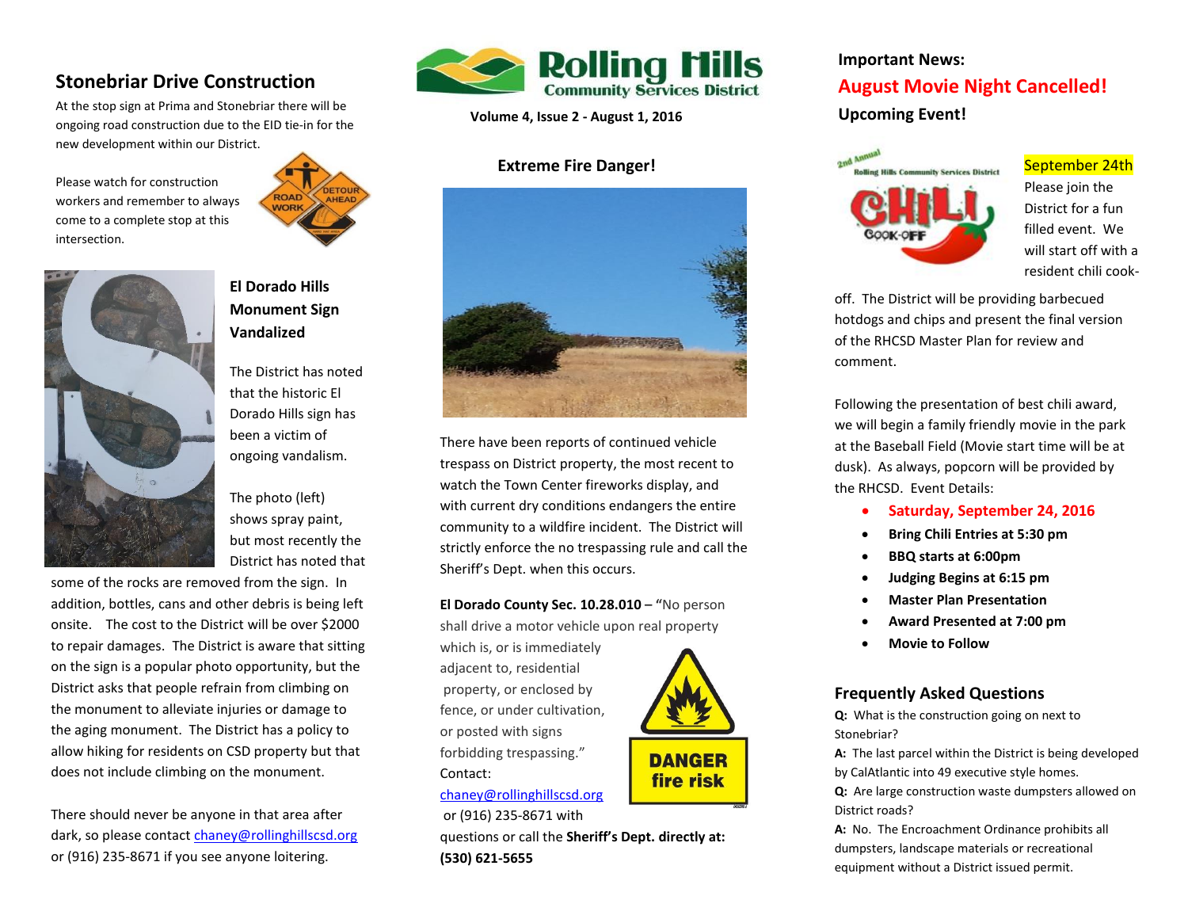# Rolling Hills Community Services District

Volume 4, Issue 2 - August 1, 2016

## Stonebriar Drive Construction

At the stop sign at Prima and Stonebriar there will be ongoing road construction due to the EID tie-in for the new development within our District.

Please watch for construction workers and remember to always come to a complete stop at this intersection.

## El Dorado Hills Monument Sign Vandalized

The District has noted that the historic El Dorado Hills sign has been a victim of ongoing vandalism.

The photo (left) shows spray paint, but most recently the District has noted that some of the rocks are removed from the sign. In addition, bottles, cans and other debris is being left onsite. The cost to the District will be over $2000 to repair damages. The District is aware that sitting on the sign is a popular photo opportunity, but the District asks that people refrain from climbing on the monument to alleviate injuries or damage to the aging monument. The District has a policy to allow hiking for residents on CSD property but that does not include climbing on the monument.

There should never be anyone in that area after dark, so please contact chaney@rollinghillscsd.org or (916) 235-8671 if you see anyone loitering.

## Extreme Fire Danger!

There have been reports of continued vehicle trespass on District property, the most recent to watch the Town Center fireworks display, and with current dry conditions endangers the entire community to a wildfire incident. The District will strictly enforce the no trespassing rule and call the Sheriff's Dept. when this occurs.

**El Dorado County Sec. 10.28.010 – "**No person shall drive a motor vehicle upon real property which is, or is immediately adjacent to, residential property, or enclosed by fence, or under cultivation, or posted with signs forbidding trespassing." Contact: chaney@rollinghillscsd.org or (916) 235-8671 with questions or call the **Sheriff's Dept. directly at: (530) 621-5655**

## Important News:

## August Movie Night Cancelled!

## Upcoming Event!

September 24th

Please join the District for a fun filled event. We will start off with a resident chili cook-off. The District will be providing barbecued hotdogs and chips and present the final version of the RHCSD Master Plan for review and comment.

Following the presentation of best chili award, we will begin a family friendly movie in the park at the Baseball Field (Movie start time will be at dusk). As always, popcorn will be provided by the RHCSD. Event Details:

- **Saturday, September 24, 2016**
- **Bring Chili Entries at 5:30 pm**
- **BBQ starts at 6:00pm**
- **Judging Begins at 6:15 pm**
- **Master Plan Presentation**
- **Award Presented at 7:00 pm**
- **Movie to Follow**

## Frequently Asked Questions

**Q:** What is the construction going on next to Stonebriar?

**A:** The last parcel within the District is being developed by CalAtlantic into 49 executive style homes.

**Q:** Are large construction waste dumpsters allowed on District roads?

**A:** No. The Encroachment Ordinance prohibits all dumpsters, landscape materials or recreational equipment without a District issued permit.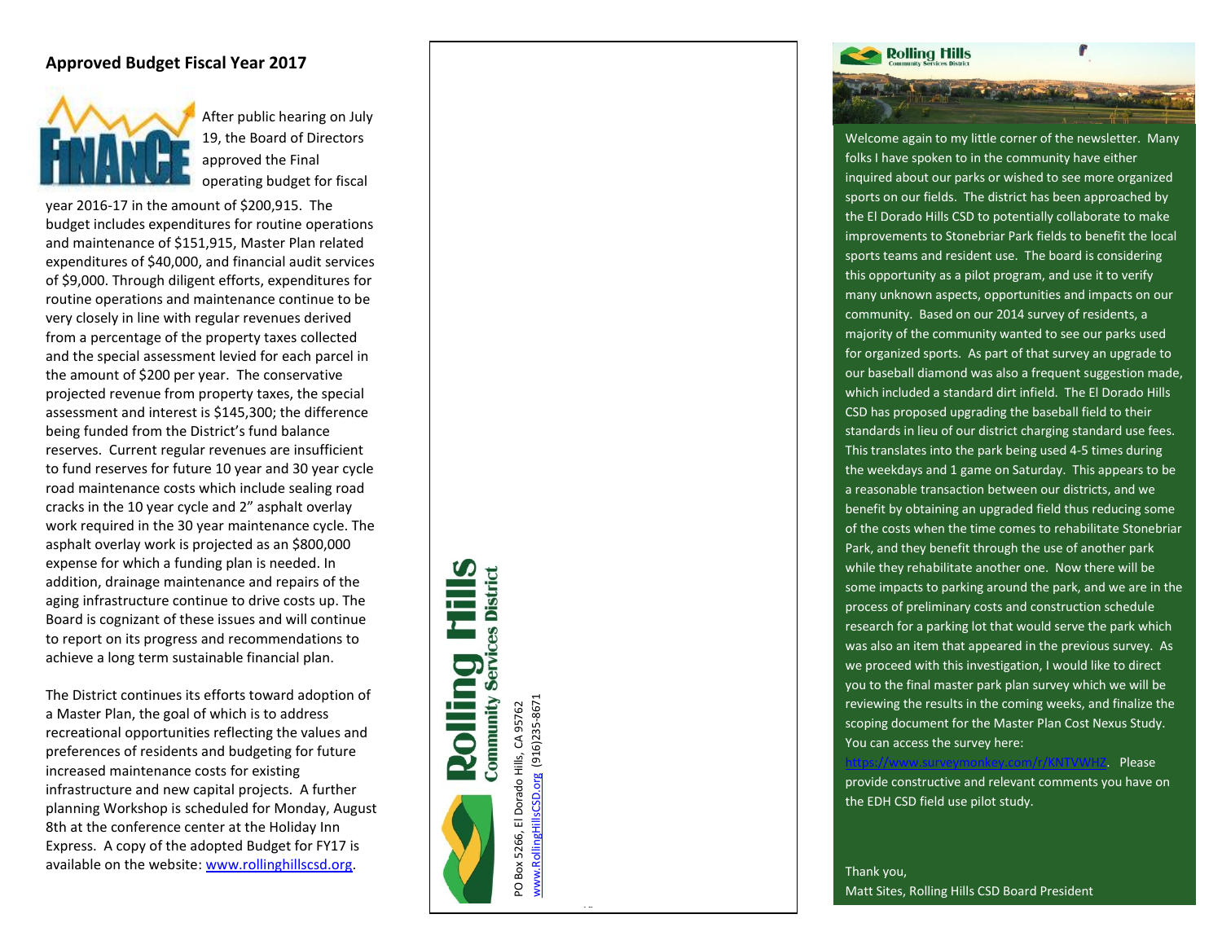## Approved Budget Fiscal Year 2017

After public hearing on July 19, the Board of Directors approved the Final operating budget for fiscal year 2016-17 in the amount of $200,915. The budget includes expenditures for routine operations and maintenance of $151,915, Master Plan related expenditures of $40,000, and financial audit services of $9,000. Through diligent efforts, expenditures for routine operations and maintenance continue to be very closely in line with regular revenues derived from a percentage of the property taxes collected and the special assessment levied for each parcel in the amount of $200 per year. The conservative projected revenue from property taxes, the special assessment and interest is $145,300; the difference being funded from the District's fund balance reserves. Current regular revenues are insufficient to fund reserves for future 10 year and 30 year cycle road maintenance costs which include sealing road cracks in the 10 year cycle and 2" asphalt overlay work required in the 30 year maintenance cycle. The asphalt overlay work is projected as an $800,000 expense for which a funding plan is needed. In addition, drainage maintenance and repairs of the aging infrastructure continue to drive costs up. The Board is cognizant of these issues and will continue to report on its progress and recommendations to achieve a long term sustainable financial plan.

The District continues its efforts toward adoption of a Master Plan, the goal of which is to address recreational opportunities reflecting the values and preferences of residents and budgeting for future increased maintenance costs for existing infrastructure and new capital projects. A further planning Workshop is scheduled for Monday, August 8th at the conference center at the Holiday Inn Express. A copy of the adopted Budget for FY17 is available on the website: www.rollinghillscsd.org.

**Rolling Hills Community Services District**

PO Box 5266, El Dorado Hills, CA 95762
www.RollingHillsCSD.org (916)235-8671

Welcome again to my little corner of the newsletter. Many folks I have spoken to in the community have either inquired about our parks or wished to see more organized sports on our fields. The district has been approached by the El Dorado Hills CSD to potentially collaborate to make improvements to Stonebriar Park fields to benefit the local sports teams and resident use. The board is considering this opportunity as a pilot program, and use it to verify many unknown aspects, opportunities and impacts on our community. Based on our 2014 survey of residents, a majority of the community wanted to see our parks used for organized sports. As part of that survey an upgrade to our baseball diamond was also a frequent suggestion made, which included a standard dirt infield. The El Dorado Hills CSD has proposed upgrading the baseball field to their standards in lieu of our district charging standard use fees. This translates into the park being used 4-5 times during the weekdays and 1 game on Saturday. This appears to be a reasonable transaction between our districts, and we benefit by obtaining an upgraded field thus reducing some of the costs when the time comes to rehabilitate Stonebriar Park, and they benefit through the use of another park while they rehabilitate another one. Now there will be some impacts to parking around the park, and we are in the process of preliminary costs and construction schedule research for a parking lot that would serve the park which was also an item that appeared in the previous survey. As we proceed with this investigation, I would like to direct you to the final master park plan survey which we will be reviewing the results in the coming weeks, and finalize the scoping document for the Master Plan Cost Nexus Study. You can access the survey here: https://www.surveymonkey.com/r/KNTVWHZ. Please provide constructive and relevant comments you have on the EDH CSD field use pilot study.

Thank you,
Matt Sites, Rolling Hills CSD Board President